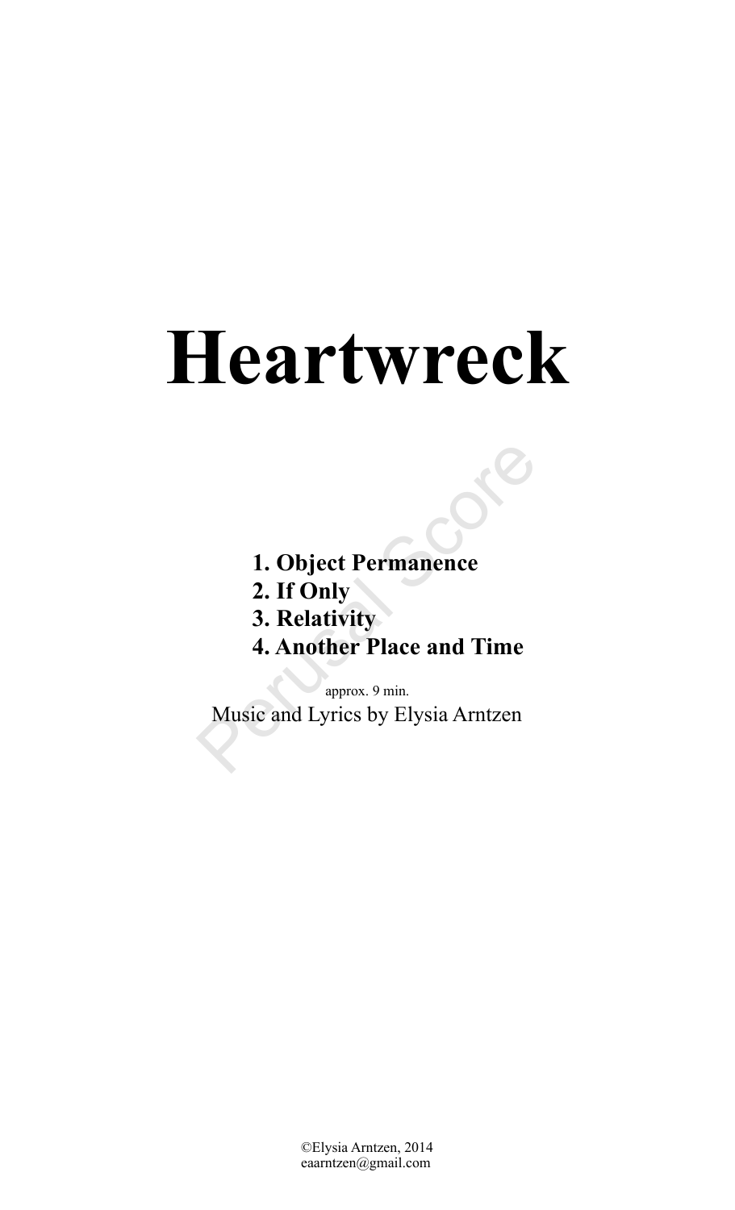# Heartwreck

1. **Object Permanence**
2. **If Only**
3. **Relativity**
4. **Another Place and Time**

approx. 9 min.

Music and Lyrics by Elysia Arntzen

©Elysia Arntzen, 2014
eaarntzen@gmail.com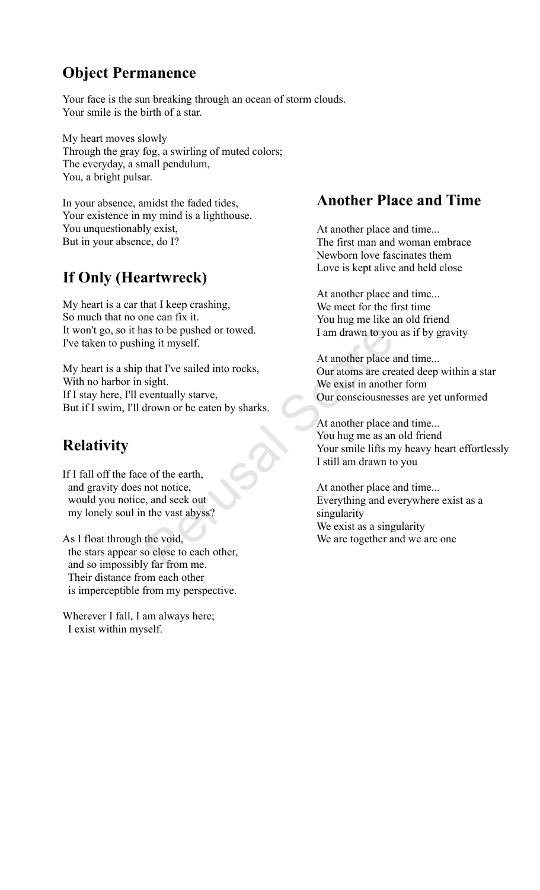## Object Permanence

Your face is the sun breaking through an ocean of storm clouds.
Your smile is the birth of a star.

My heart moves slowly
Through the gray fog, a swirling of muted colors;
The everyday, a small pendulum,
You, a bright pulsar.

In your absence, amidst the faded tides,
Your existence in my mind is a lighthouse.
You unquestionably exist,
But in your absence, do I?

## If Only (Heartwreck)

My heart is a car that I keep crashing,
So much that no one can fix it.
It won't go, so it has to be pushed or towed.
I've taken to pushing it myself.

My heart is a ship that I've sailed into rocks,
With no harbor in sight.
If I stay here, I'll eventually starve,
But if I swim, I'll drown or be eaten by sharks.

## Relativity

If I fall off the face of the earth,
  and gravity does not notice,
  would you notice, and seek out
  my lonely soul in the vast abyss?

As I float through the void,
  the stars appear so close to each other,
  and so impossibly far from me.
  Their distance from each other
  is imperceptible from my perspective.

Wherever I fall, I am always here;
  I exist within myself.

## Another Place and Time

At another place and time...
The first man and woman embrace
Newborn love fascinates them
Love is kept alive and held close

At another place and time...
We meet for the first time
You hug me like an old friend
I am drawn to you as if by gravity

At another place and time...
Our atoms are created deep within a star
We exist in another form
Our consciousnesses are yet unformed

At another place and time...
You hug me as an old friend
Your smile lifts my heavy heart effortlessly
I still am drawn to you

At another place and time...
Everything and everywhere exist as a singularity
We exist as a singularity
We are together and we are one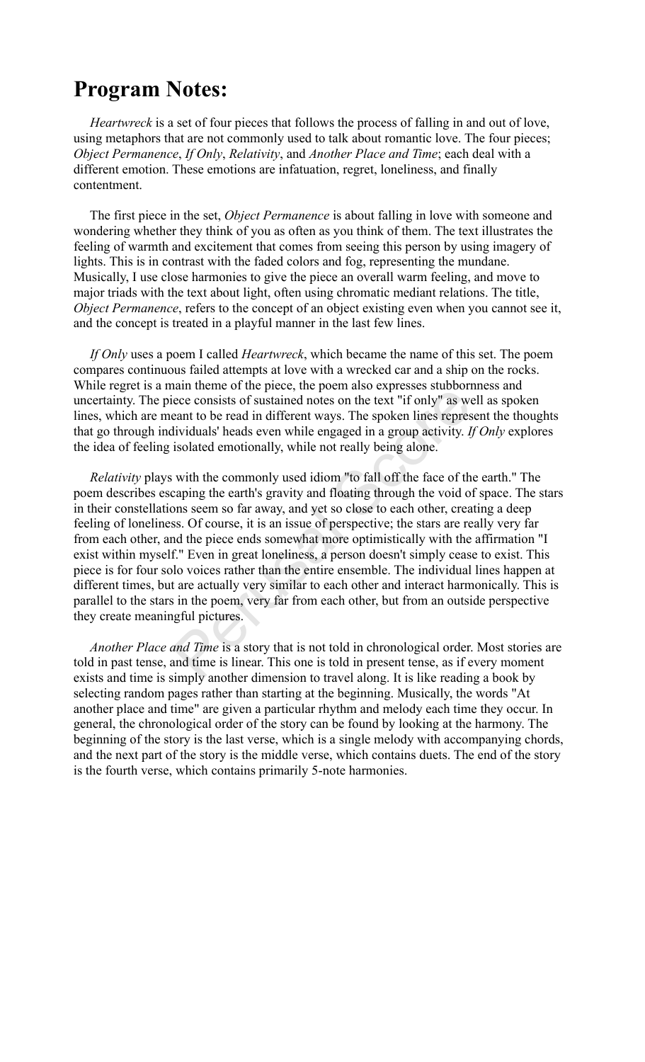## Program Notes:

*Heartwreck* is a set of four pieces that follows the process of falling in and out of love, using metaphors that are not commonly used to talk about romantic love. The four pieces; *Object Permanence*, *If Only*, *Relativity*, and *Another Place and Time*; each deal with a different emotion. These emotions are infatuation, regret, loneliness, and finally contentment.

The first piece in the set, *Object Permanence* is about falling in love with someone and wondering whether they think of you as often as you think of them. The text illustrates the feeling of warmth and excitement that comes from seeing this person by using imagery of lights. This is in contrast with the faded colors and fog, representing the mundane. Musically, I use close harmonies to give the piece an overall warm feeling, and move to major triads with the text about light, often using chromatic mediant relations. The title, *Object Permanence*, refers to the concept of an object existing even when you cannot see it, and the concept is treated in a playful manner in the last few lines.

*If Only* uses a poem I called *Heartwreck*, which became the name of this set. The poem compares continuous failed attempts at love with a wrecked car and a ship on the rocks. While regret is a main theme of the piece, the poem also expresses stubbornness and uncertainty. The piece consists of sustained notes on the text "if only" as well as spoken lines, which are meant to be read in different ways. The spoken lines represent the thoughts that go through individuals' heads even while engaged in a group activity. *If Only* explores the idea of feeling isolated emotionally, while not really being alone.

*Relativity* plays with the commonly used idiom "to fall off the face of the earth." The poem describes escaping the earth's gravity and floating through the void of space. The stars in their constellations seem so far away, and yet so close to each other, creating a deep feeling of loneliness. Of course, it is an issue of perspective; the stars are really very far from each other, and the piece ends somewhat more optimistically with the affirmation "I exist within myself." Even in great loneliness, a person doesn't simply cease to exist. This piece is for four solo voices rather than the entire ensemble. The individual lines happen at different times, but are actually very similar to each other and interact harmonically. This is parallel to the stars in the poem, very far from each other, but from an outside perspective they create meaningful pictures.

*Another Place and Time* is a story that is not told in chronological order. Most stories are told in past tense, and time is linear. This one is told in present tense, as if every moment exists and time is simply another dimension to travel along. It is like reading a book by selecting random pages rather than starting at the beginning. Musically, the words "At another place and time" are given a particular rhythm and melody each time they occur. In general, the chronological order of the story can be found by looking at the harmony. The beginning of the story is the last verse, which is a single melody with accompanying chords, and the next part of the story is the middle verse, which contains duets. The end of the story is the fourth verse, which contains primarily 5-note harmonies.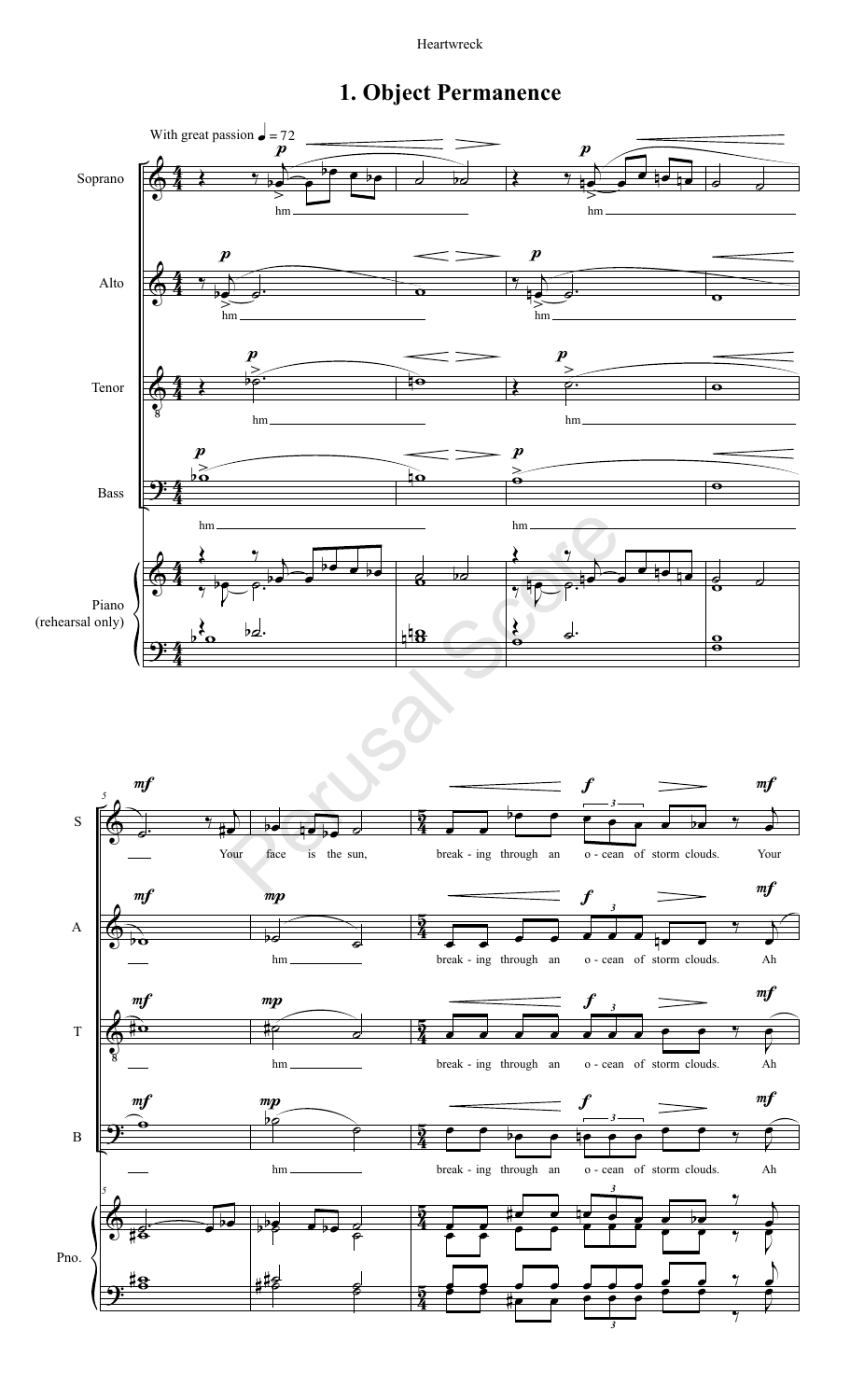# 1. Object Permanence

With great passion ♩ = 72

Soprano: hm ... hm ...

Alto: hm ... hm ...

Tenor: hm ... hm ...

Bass: hm ... hm ...

Piano (rehearsal only)

S: Your face is the sun, break - ing through an o - cean of storm clouds. Your

A: hm ... break - ing through an o - cean of storm clouds. Ah

T: hm ... break - ing through an o - cean of storm clouds. Ah

B: hm ... break - ing through an o - cean of storm clouds. Ah

Pno.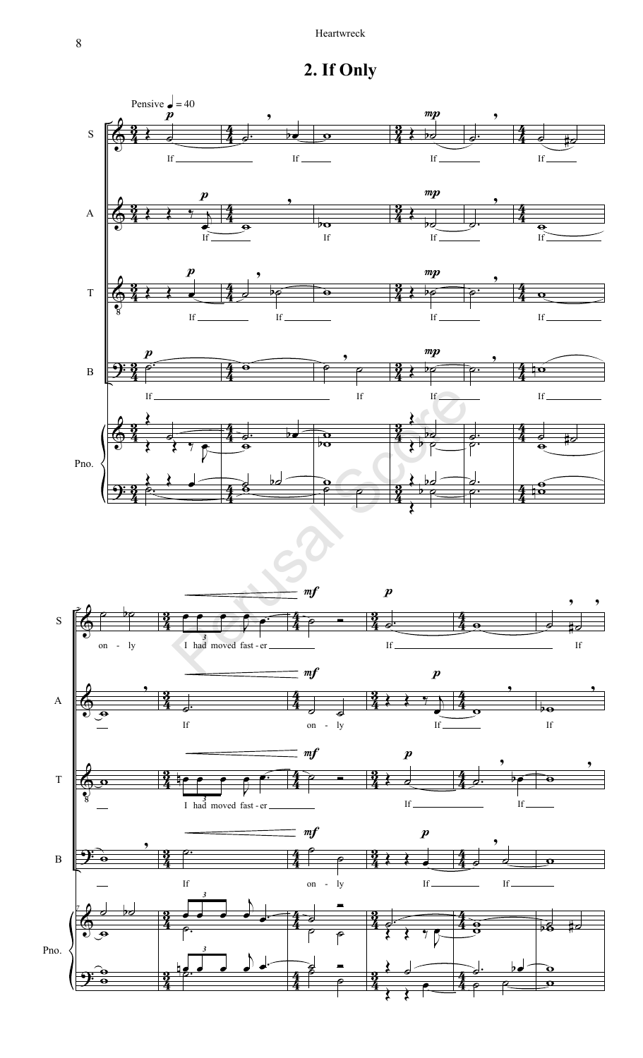## 2. If Only

Pensive ♩ = 40

S: If ___ If ___ If ___ If ___ on - ly I had moved fast - er ___ If ___ If

A: If ___ If If ___ If ___ If on - ly If ___ If

T: If ___ If ___ If ___ If ___ I had moved fast - er ___ If ___ If ___

B: If ___ If If ___ If ___ If on - ly If ___ If ___

Pno.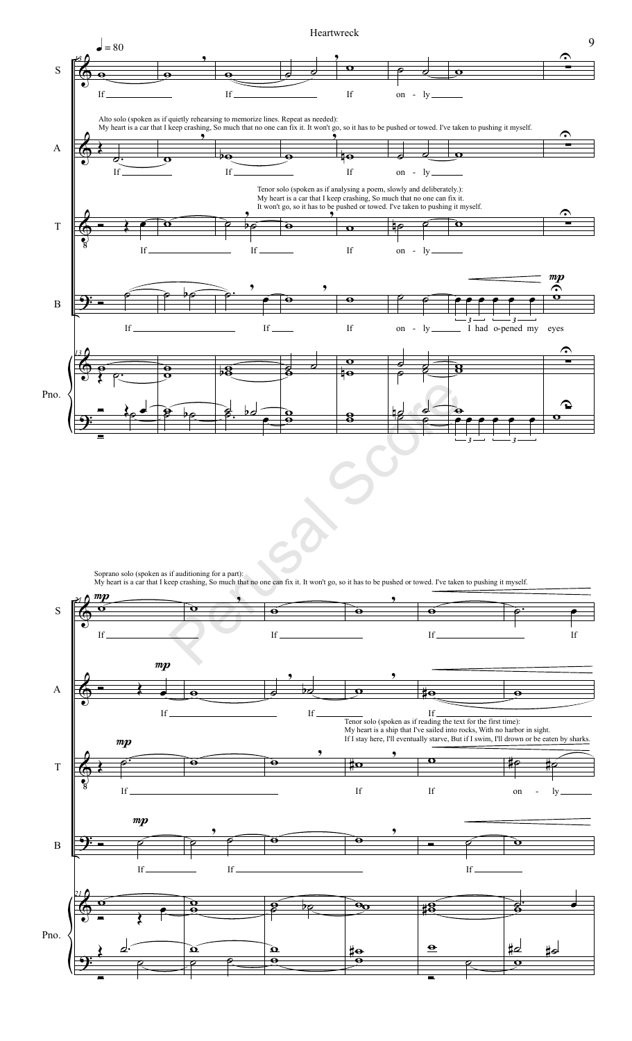♩ = 80

Alto solo (spoken as if quietly rehearsing to memorize lines. Repeat as needed):
My heart is a car that I keep crashing, So much that no one can fix it. It won't go, so it has to be pushed or towed. I've taken to pushing it myself.

Tenor solo (spoken as if analysing a poem, slowly and deliberately.):
My heart is a car that I keep crashing, So much that no one can fix it.
It won't go, so it has to be pushed or towed. I've taken to pushing it myself.

If ___ If ___ If on - ly ___

If ___ If ___ If on - ly ___ I had o-pened my eyes

Soprano solo (spoken as if auditioning for a part):
My heart is a car that I keep crashing, So much that no one can fix it. It won't go, so it has to be pushed or towed. I've taken to pushing it myself.

Tenor solo (spoken as if reading the text for the first time):
My heart is a ship that I've sailed into rocks, With no harbor in sight.
If I stay here, I'll eventually starve, But if I swim, I'll drown or be eaten by sharks.

If ___ If ___ If ___ If

If ___ If ___ If on - ly ___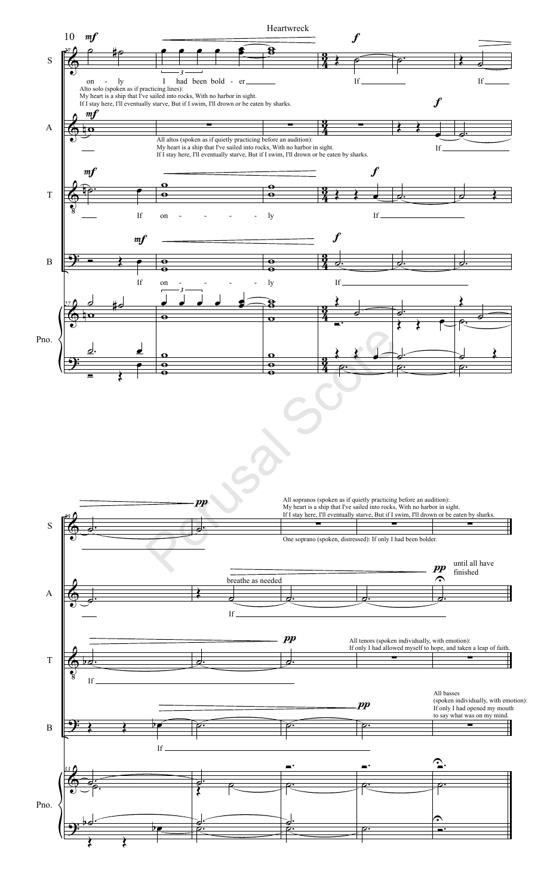Heartwreck

Alto solo (spoken as if practicing lines):
My heart is a ship that I've sailed into rocks, With no harbor in sight.
If I stay here, I'll eventually starve, But if I swim, I'll drown or be eaten by sharks.

All altos (spoken as if quietly practicing before an audition):
My heart is a ship that I've sailed into rocks, With no harbor in sight.
If I stay here, I'll eventually starve, But if I swim, I'll drown or be eaten by sharks.

All sopranos (spoken as if quietly practicing before an audition):
My heart is a ship that I've sailed into rocks, With no harbor in sight.
If I stay here, I'll eventually starve, But if I swim, I'll drown or be eaten by sharks.

One soprano (spoken, distressed): If only I had been bolder.

breathe as needed

until all have finished

All tenors (spoken individually, with emotion):
If only I had allowed myself to hope, and taken a leap of faith.

All basses
(spoken individually, with emotion):
If only I had opened my mouth
to say what was on my mind.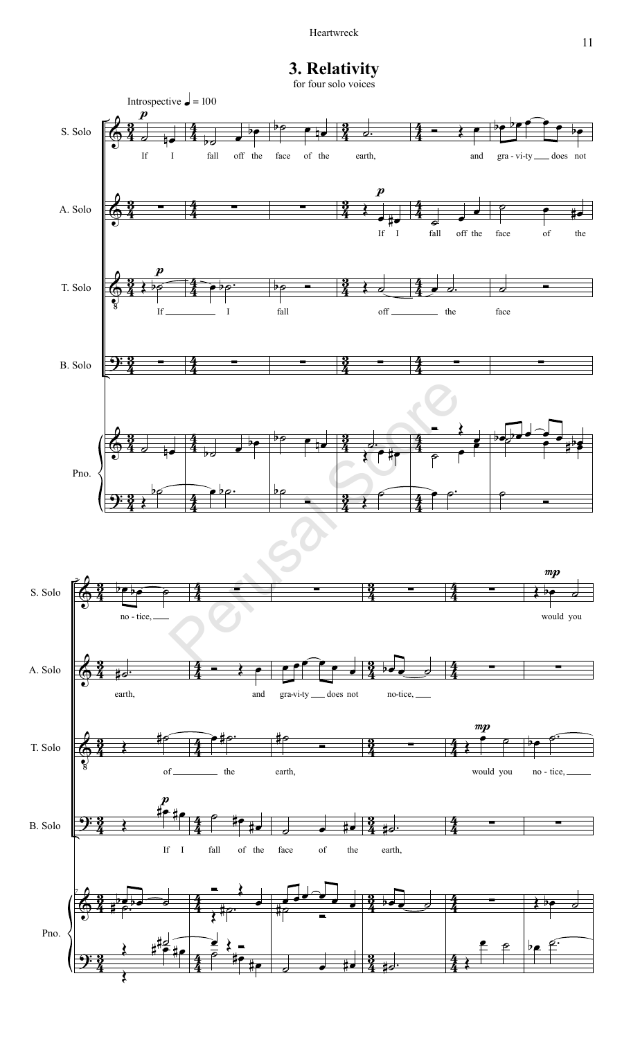# 3. Relativity

for four solo voices

Introspective ♩ = 100

S. Solo: If I fall off the face of the earth, and gra - vi-ty does not no - tice, would you

A. Solo: If I fall off the face of the earth, and gra-vi-ty does not no-tice,

T. Solo: If I fall off the face of the earth, would you no - tice,

B. Solo: If I fall of the face of the earth,

Pno.

Perusal Score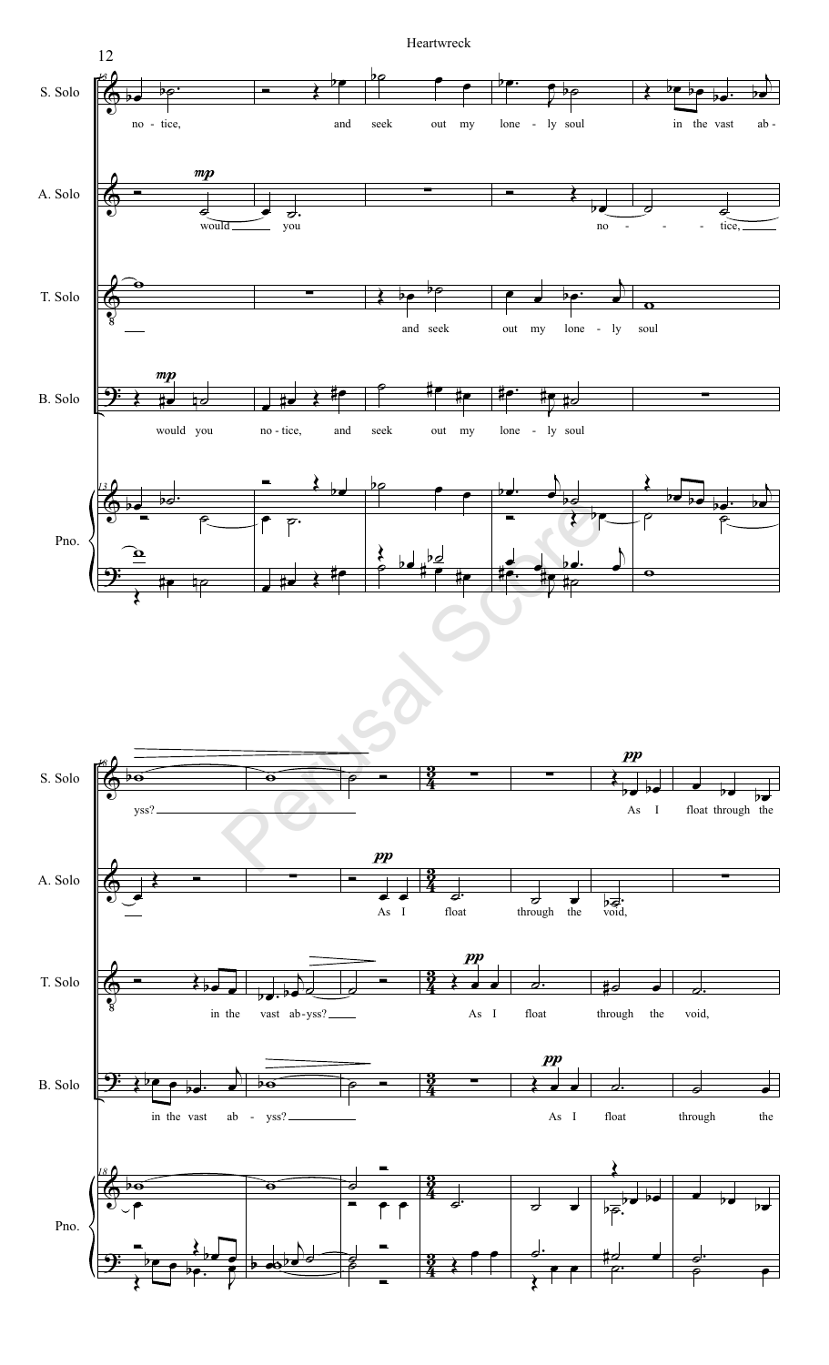**S. Solo:** no - tice, and seek out my lone - ly soul in the vast ab - yss? As I float through the

**A. Solo:** *mp* would you no - tice, *pp* As I float through the void,

**T. Solo:** and seek out my lone - ly soul in the vast ab - yss? *pp* As I float through the void,

**B. Solo:** *mp* would you no - tice, and seek out my lone - ly soul in the vast ab - yss? *pp* As I float through the

**Pno.**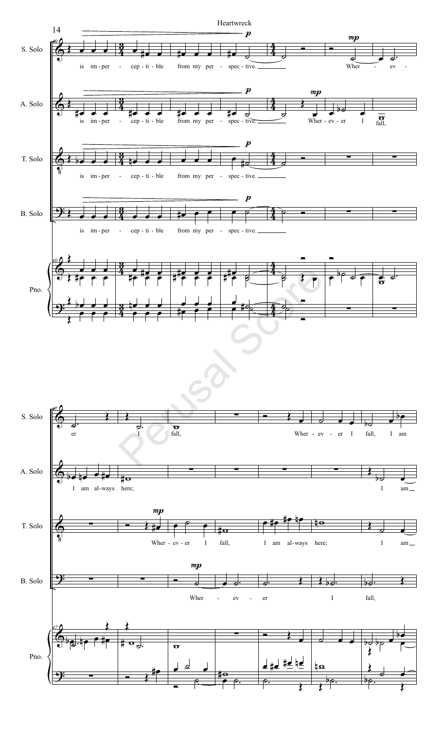Heartwreck

S. Solo: is im-per - cep-ti-ble from my per - spec-tive. Wher - ev - er I fall, Wher-ev-er I fall, I am

A. Solo: is im-per - cep-ti-ble from my per - spec-tive. Wher-ev-er I fall, I am al-ways here; I am

T. Solo: is im-per - cep-ti-ble from my per - spec-tive. Wher-ev-er I fall, I am al-ways here; I am

B. Solo: is im-per - cep-ti-ble from my per - spec-tive. Wher - ev - er I fall,

Pno.

Perusal Score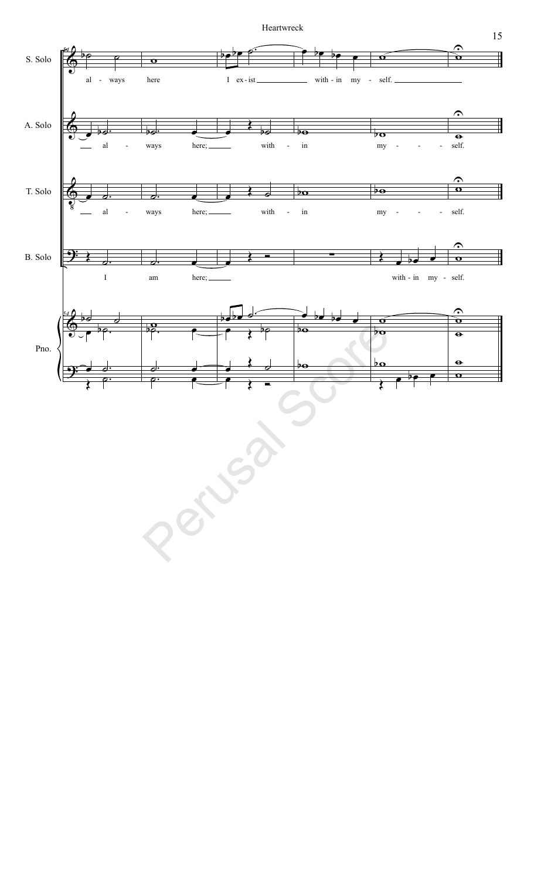S. Solo: al - ways here I ex - ist with - in my - self.

A. Solo: al - ways here; with - in my - self.

T. Solo: al - ways here; with - in my - self.

B. Solo: I am here; with - in my - self.

Pno.

Perusal Score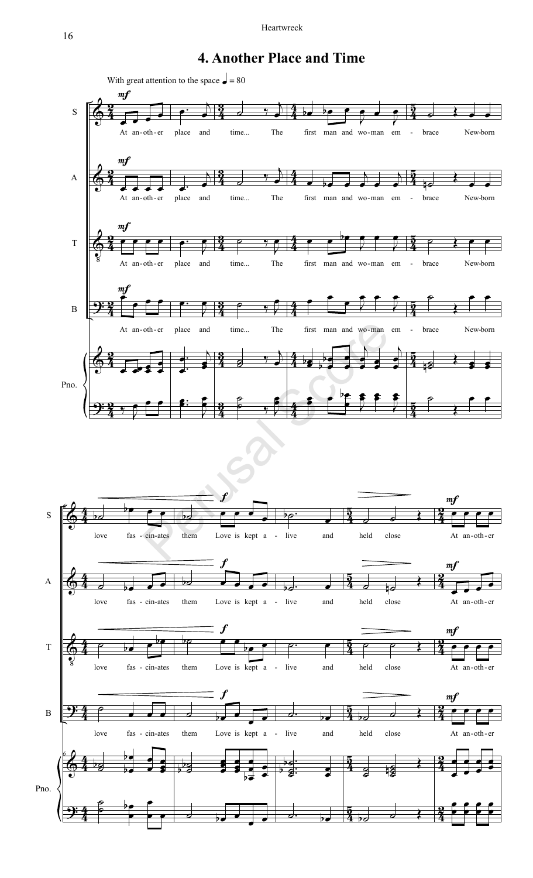# 4. Another Place and Time

With great attention to the space ♩ = 80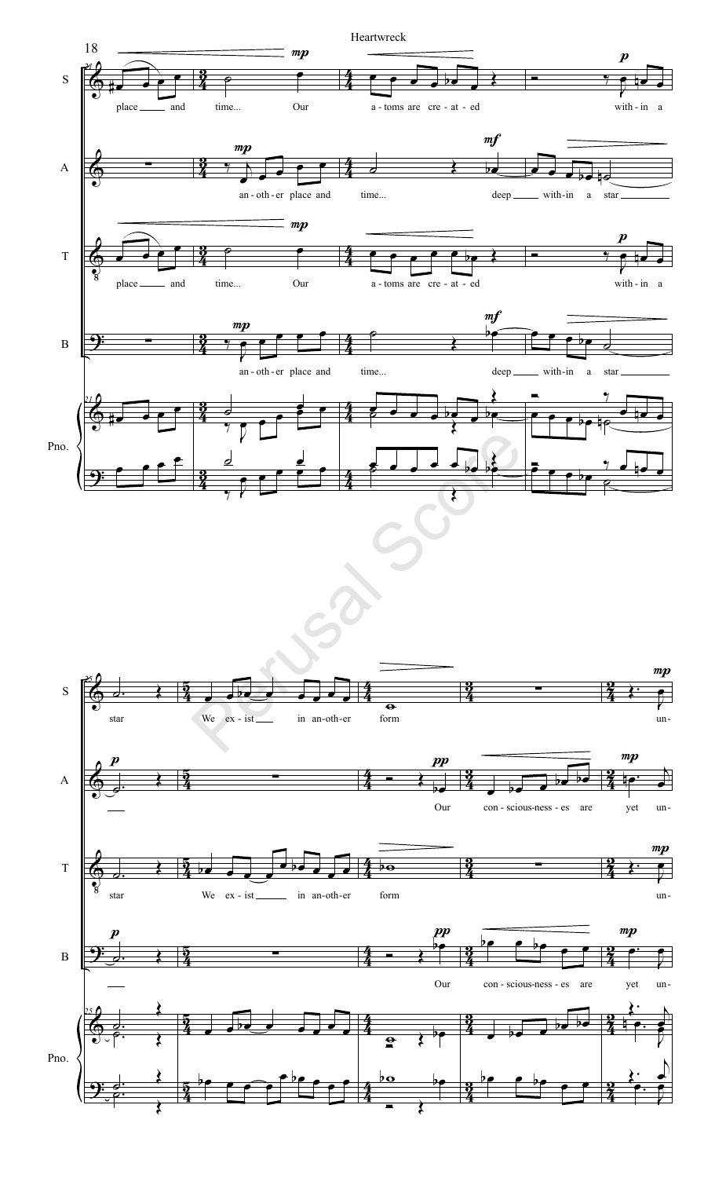**S:** place and time... Our a-toms are cre-at-ed with-in a star We ex-ist in an-oth-er form un-

**A:** an-oth-er place and time... deep with-in a star Our con-scious-ness-es are yet un-

**T:** place and time... Our a-toms are cre-at-ed with-in a star We ex-ist in an-oth-er form un-

**B:** an-oth-er place and time... deep with-in a star Our con-scious-ness-es are yet un-

Perusal Score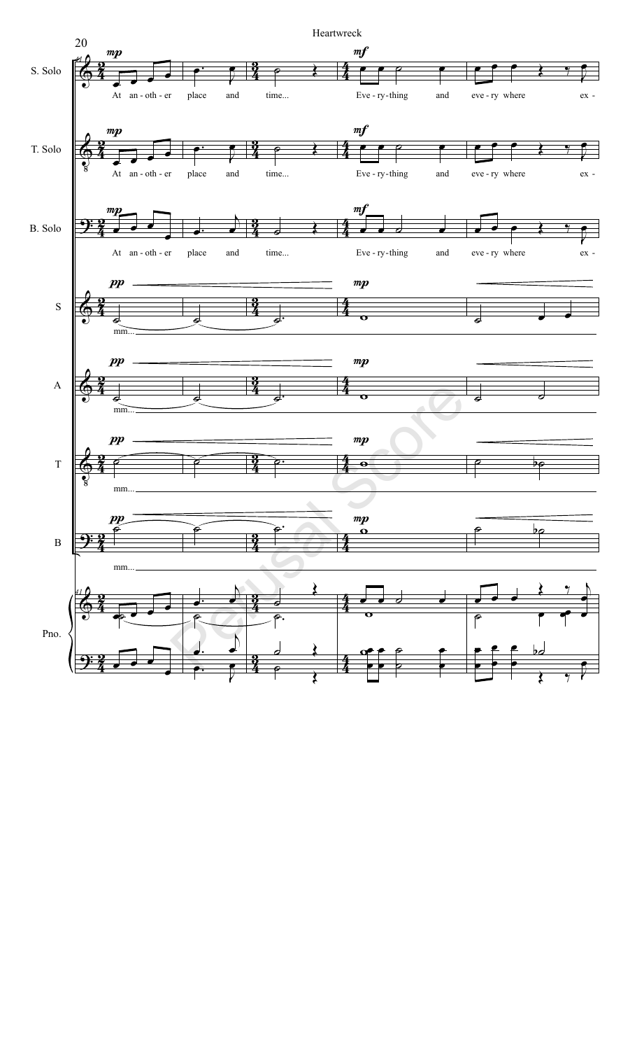S. Solo: At an - oth - er place and time... Eve - ry - thing and eve - ry where ex -

T. Solo: At an - oth - er place and time... Eve - ry - thing and eve - ry where ex -

B. Solo: At an - oth - er place and time... Eve - ry - thing and eve - ry where ex -

S: mm...

A: mm...

T: mm...

B: mm...

Pno.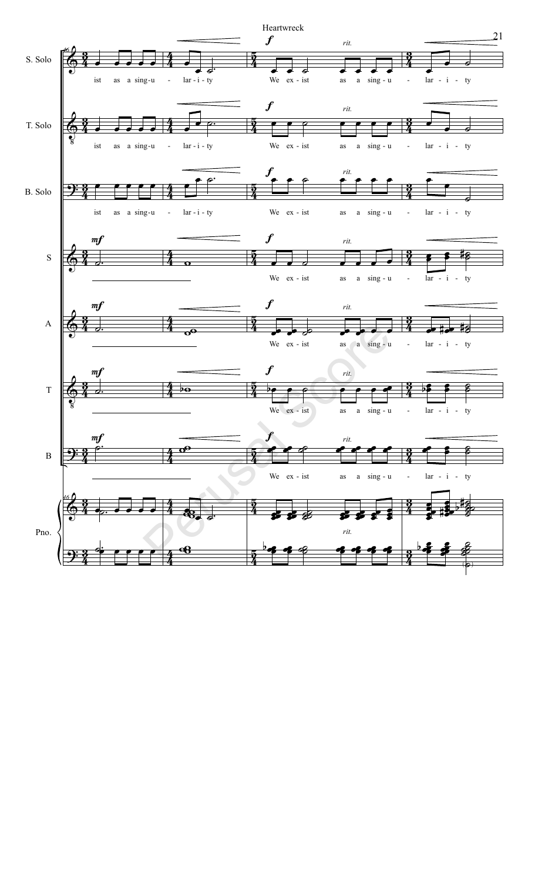Heartwreck

S. Solo: ist as a sing-u - lar-i-ty We ex-ist as a sing-u - lar-i-ty

T. Solo: ist as a sing-u - lar-i-ty We ex-ist as a sing-u - lar-i-ty

B. Solo: ist as a sing-u - lar-i-ty We ex-ist as a sing-u - lar-i-ty

S: We ex-ist as a sing-u - lar-i-ty

A: We ex-ist as a sing-u - lar-i-ty

T: We ex-ist as a sing-u - lar-i-ty

B: We ex-ist as a sing-u - lar-i-ty

Pno.

*mf* *f* *rit.*